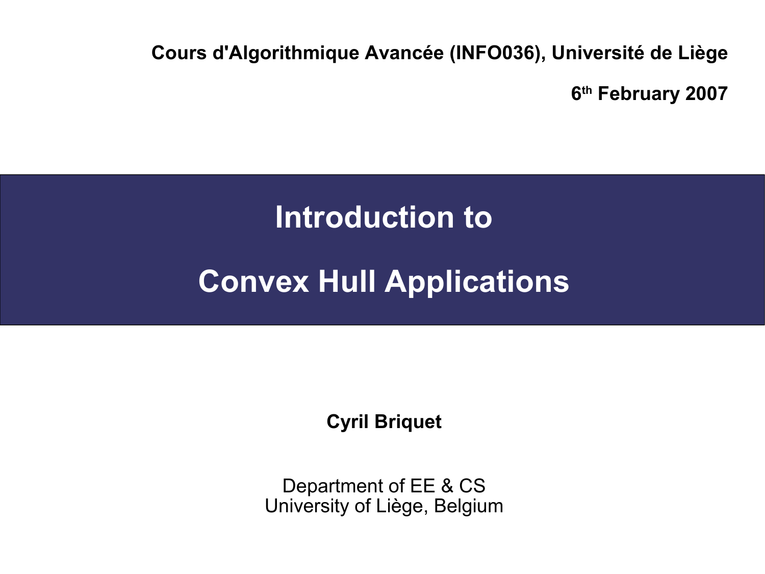**Cours d'Algorithmique Avancée (INFO036), Université de Liège**

**6th February 2007**

# Introduction to Convex Hull Applications

**Cyril Briquet**

Department of EE & CS
University of Liège, Belgium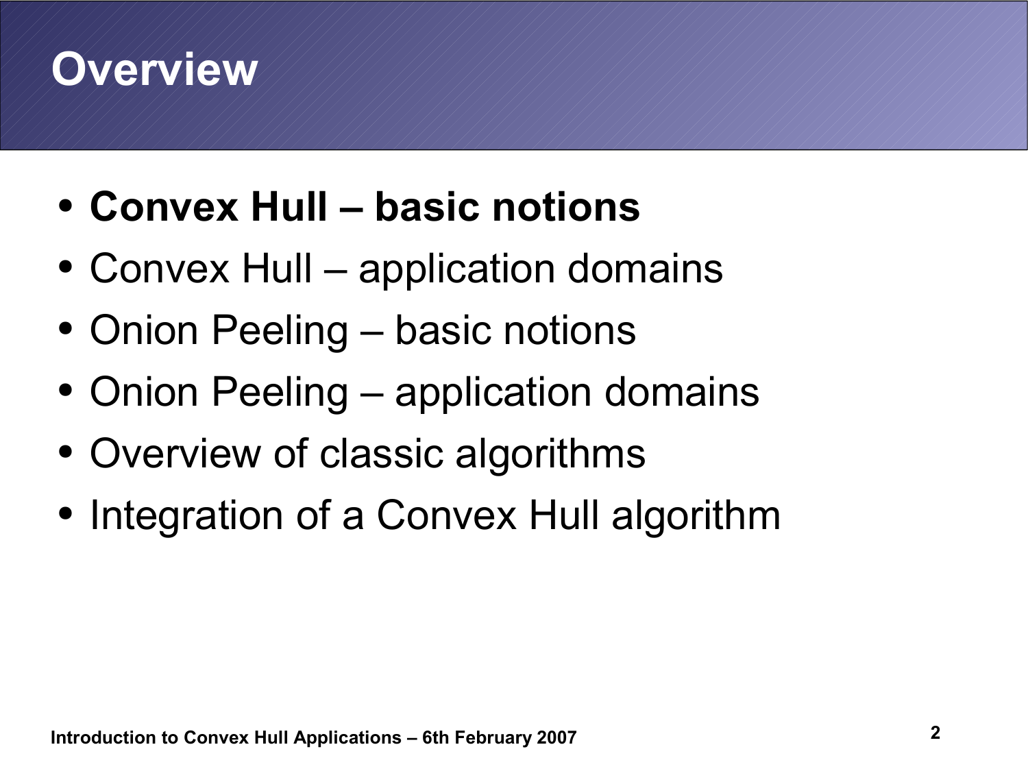# Overview

- **Convex Hull – basic notions**
- Convex Hull – application domains
- Onion Peeling – basic notions
- Onion Peeling – application domains
- Overview of classic algorithms
- Integration of a Convex Hull algorithm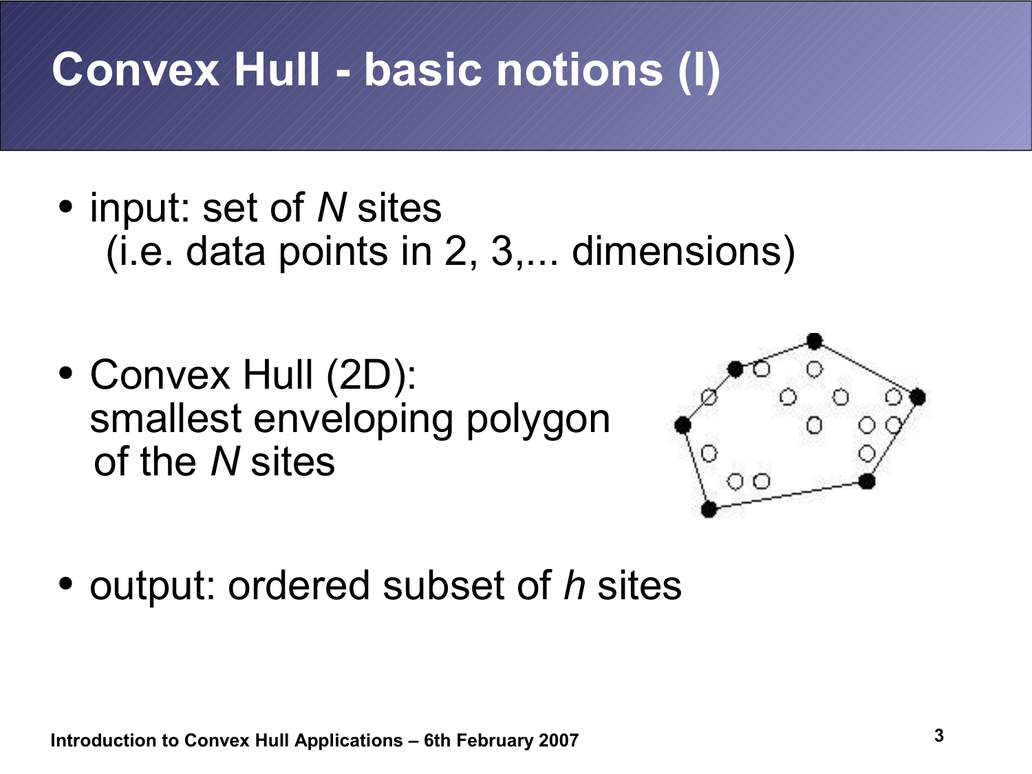# Convex Hull - basic notions (I)

- input: set of *N* sites
  (i.e. data points in 2, 3,... dimensions)

- Convex Hull (2D):
  smallest enveloping polygon
  of the *N* sites

- output: ordered subset of *h* sites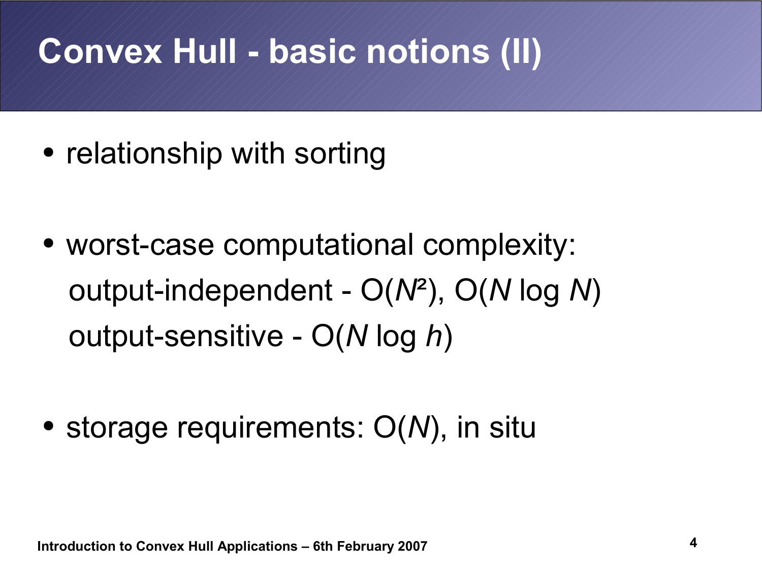# Convex Hull - basic notions (II)

- relationship with sorting
- worst-case computational complexity:
  output-independent - $O(N^2)$, $O(N \log N)$
  output-sensitive - $O(N \log h)$
- storage requirements: $O(N)$, in situ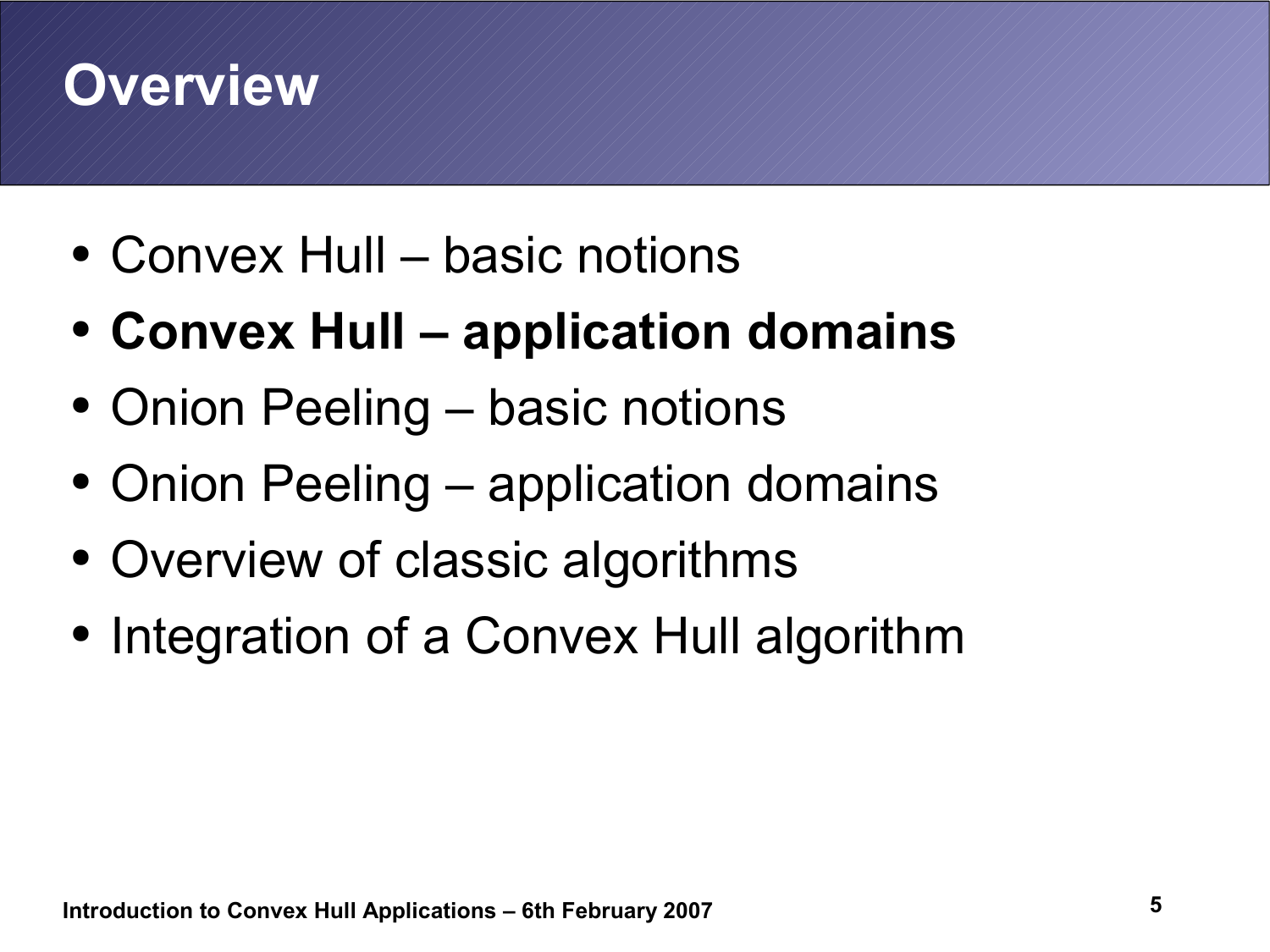# Overview

- Convex Hull – basic notions
- **Convex Hull – application domains**
- Onion Peeling – basic notions
- Onion Peeling – application domains
- Overview of classic algorithms
- Integration of a Convex Hull algorithm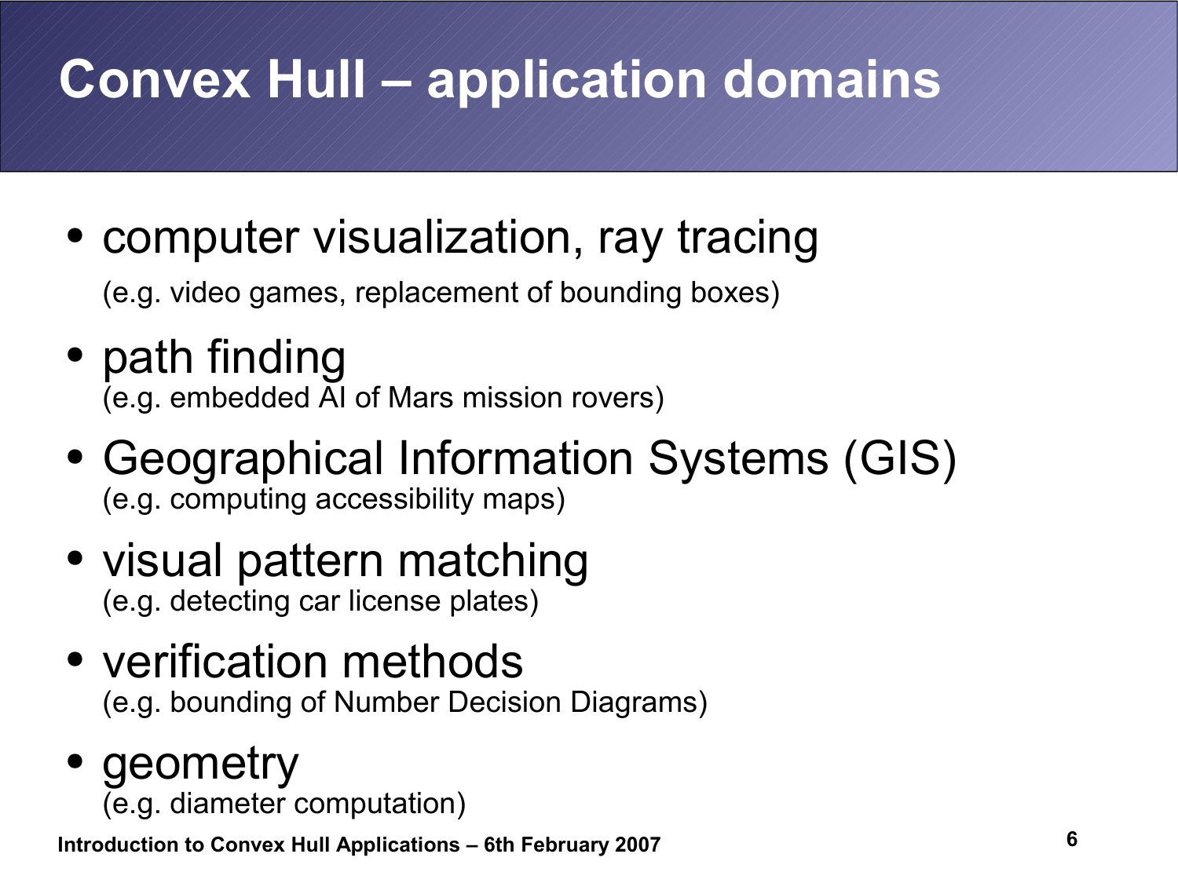# Convex Hull – application domains

- computer visualization, ray tracing
  (e.g. video games, replacement of bounding boxes)
- path finding
  (e.g. embedded AI of Mars mission rovers)
- Geographical Information Systems (GIS)
  (e.g. computing accessibility maps)
- visual pattern matching
  (e.g. detecting car license plates)
- verification methods
  (e.g. bounding of Number Decision Diagrams)
- geometry
  (e.g. diameter computation)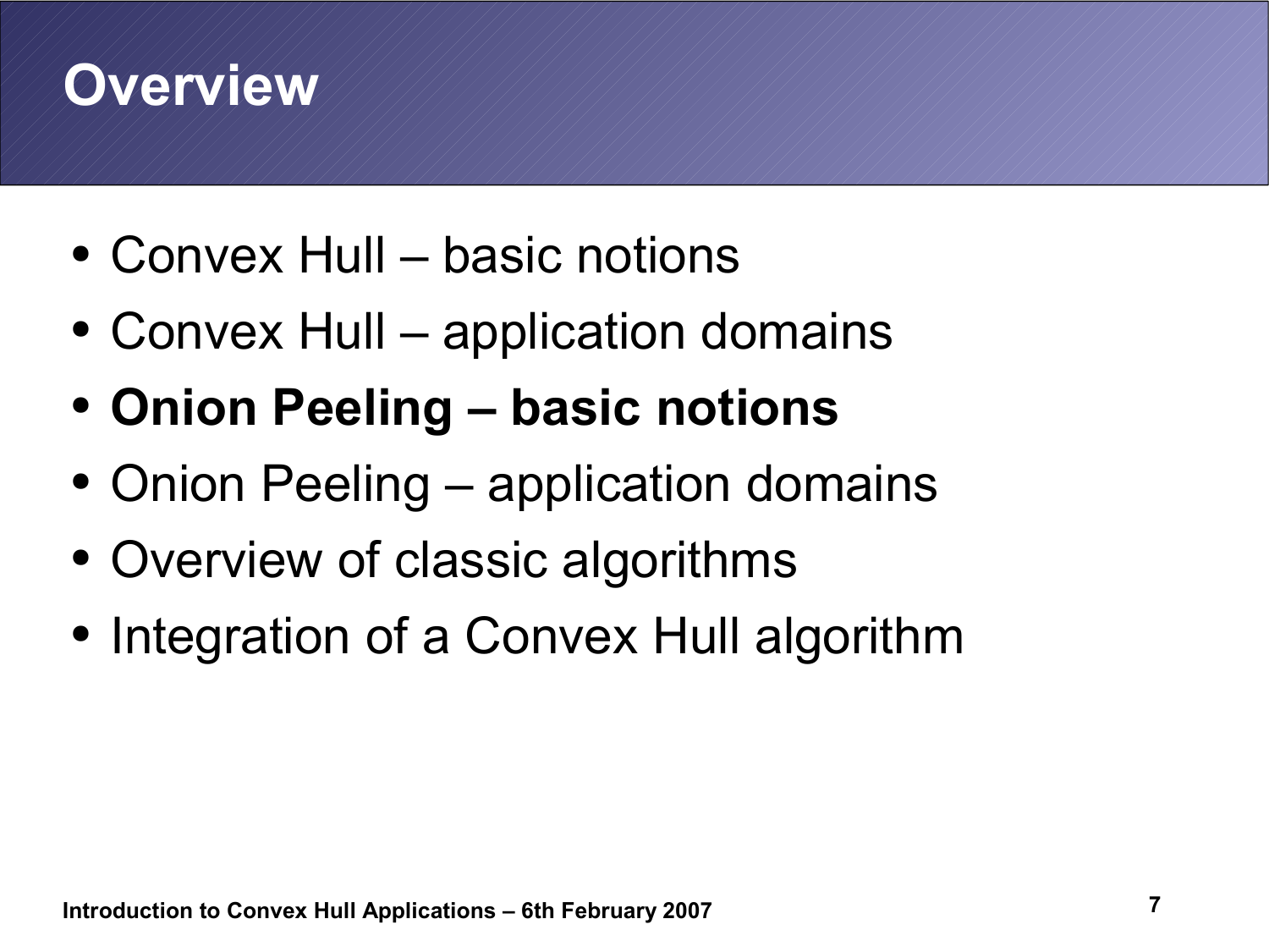# Overview

- Convex Hull – basic notions
- Convex Hull – application domains
- **Onion Peeling – basic notions**
- Onion Peeling – application domains
- Overview of classic algorithms
- Integration of a Convex Hull algorithm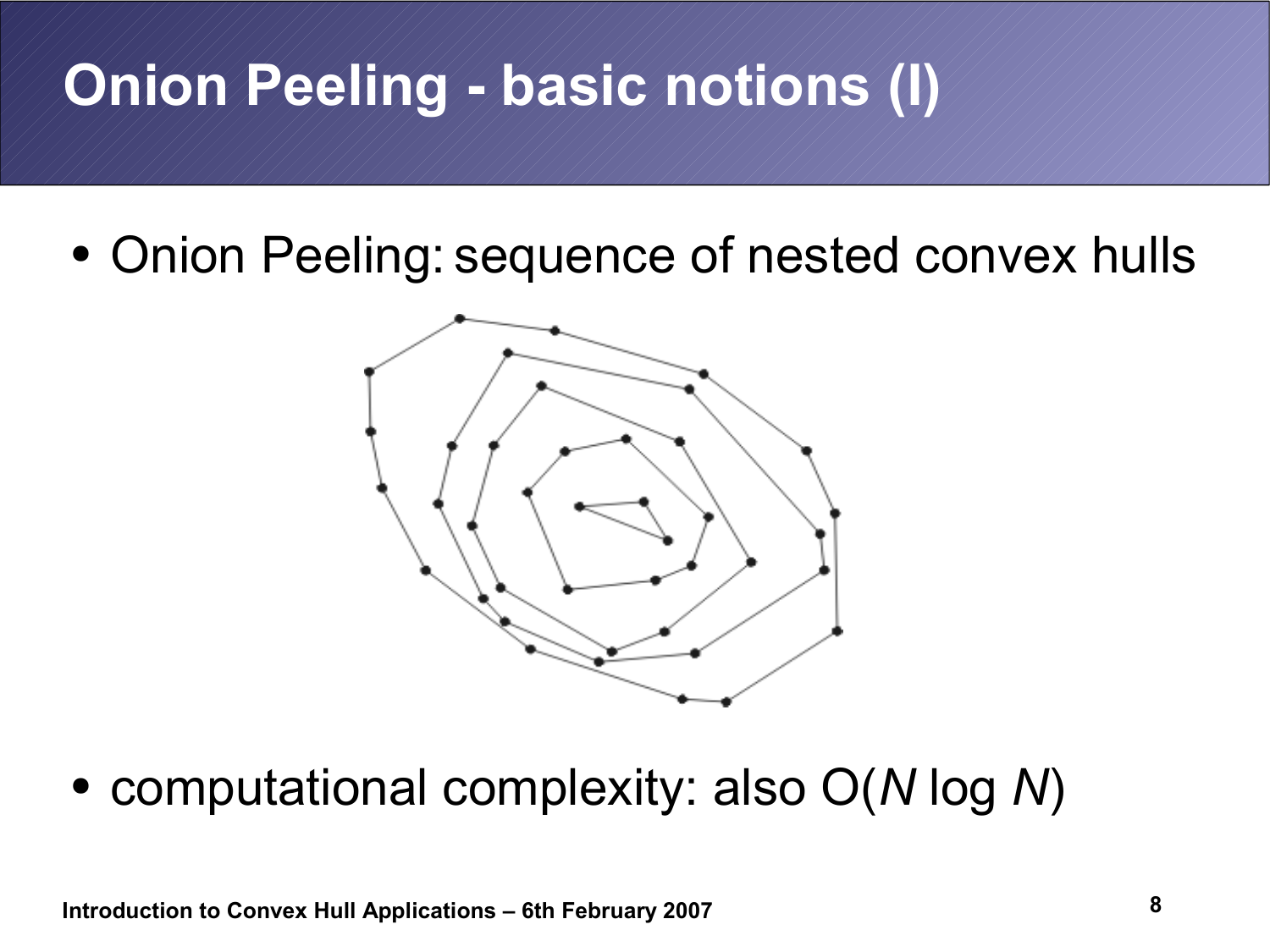# Onion Peeling - basic notions (I)

- Onion Peeling: sequence of nested convex hulls

- computational complexity: also $O(N \log N)$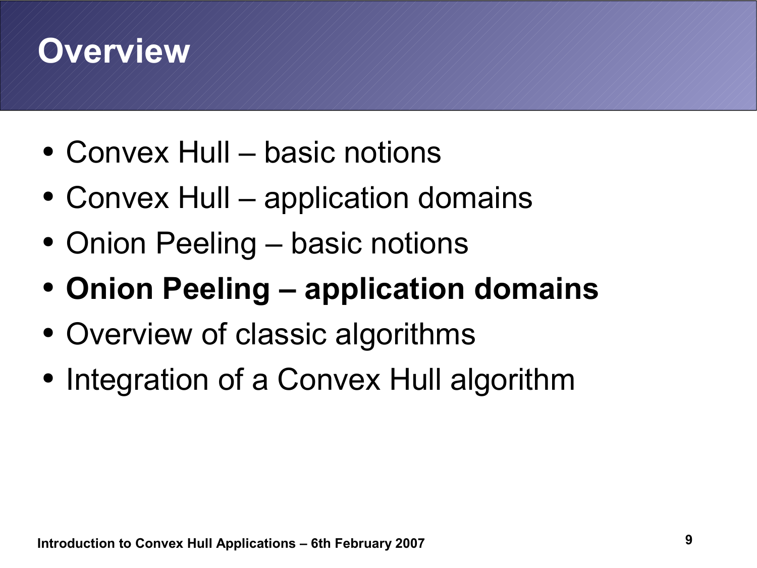# Overview

- Convex Hull – basic notions
- Convex Hull – application domains
- Onion Peeling – basic notions
- **Onion Peeling – application domains**
- Overview of classic algorithms
- Integration of a Convex Hull algorithm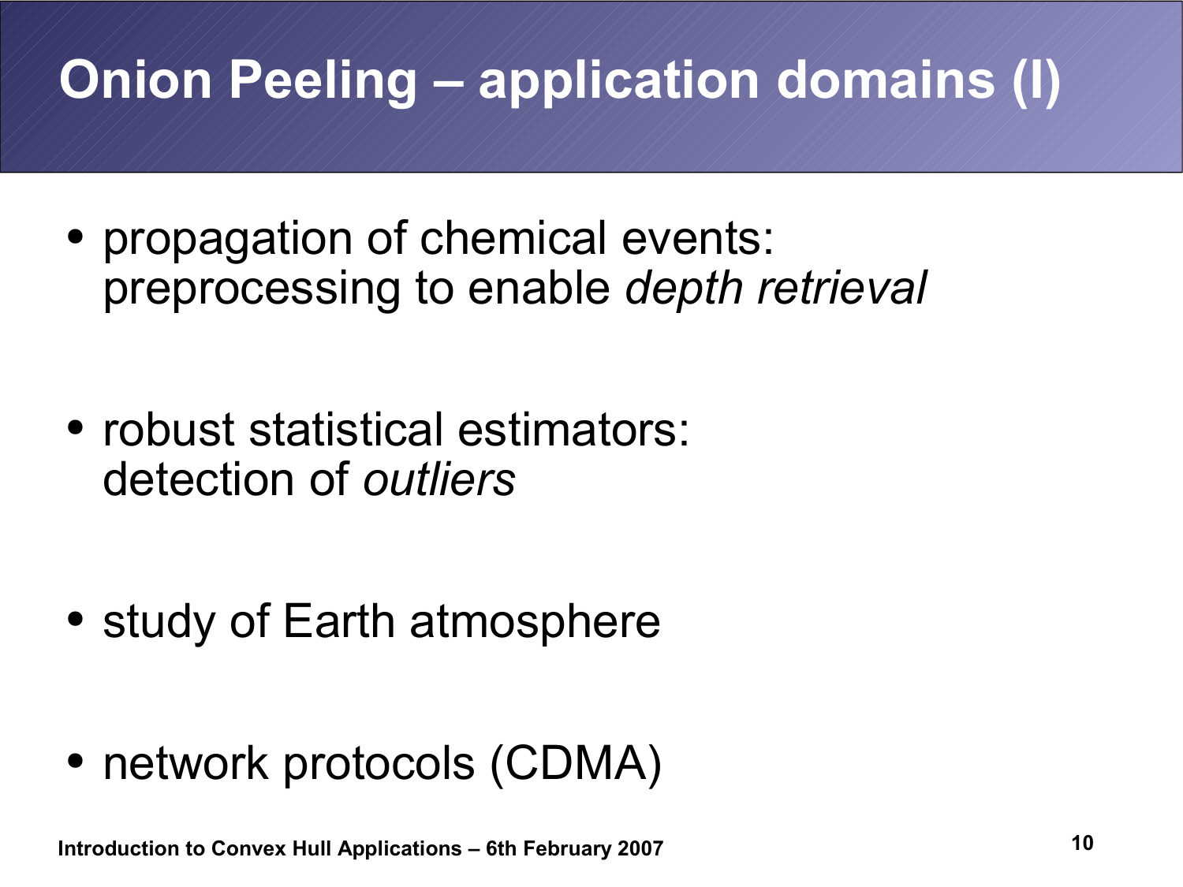# Onion Peeling – application domains (I)

- propagation of chemical events:
  preprocessing to enable *depth retrieval*

- robust statistical estimators:
  detection of *outliers*

- study of Earth atmosphere

- network protocols (CDMA)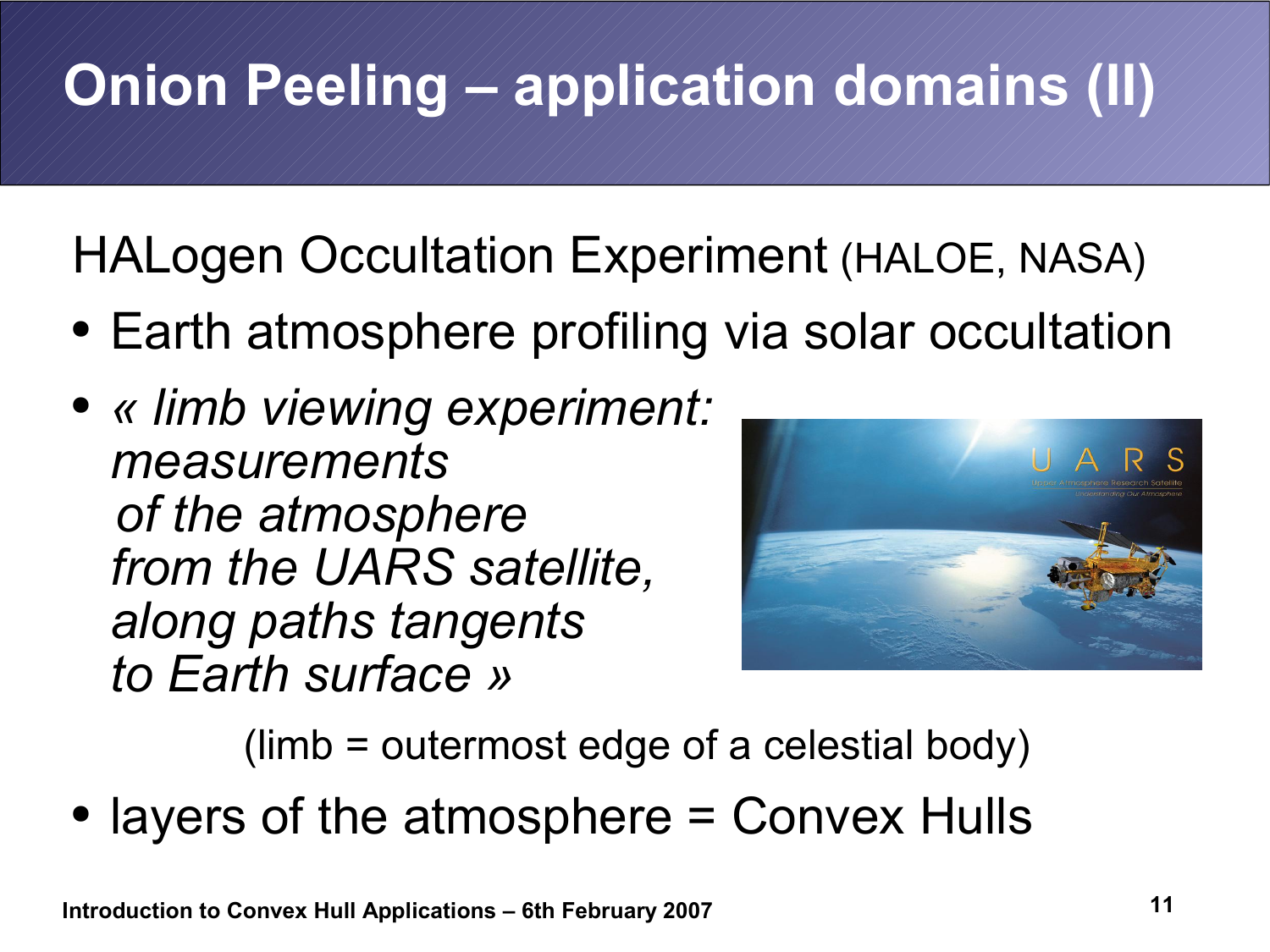# Onion Peeling – application domains (II)

HALogen Occultation Experiment (HALOE, NASA)

- Earth atmosphere profiling via solar occultation
- *« limb viewing experiment: measurements of the atmosphere from the UARS satellite, along paths tangents to Earth surface »*

(limb = outermost edge of a celestial body)

- layers of the atmosphere = Convex Hulls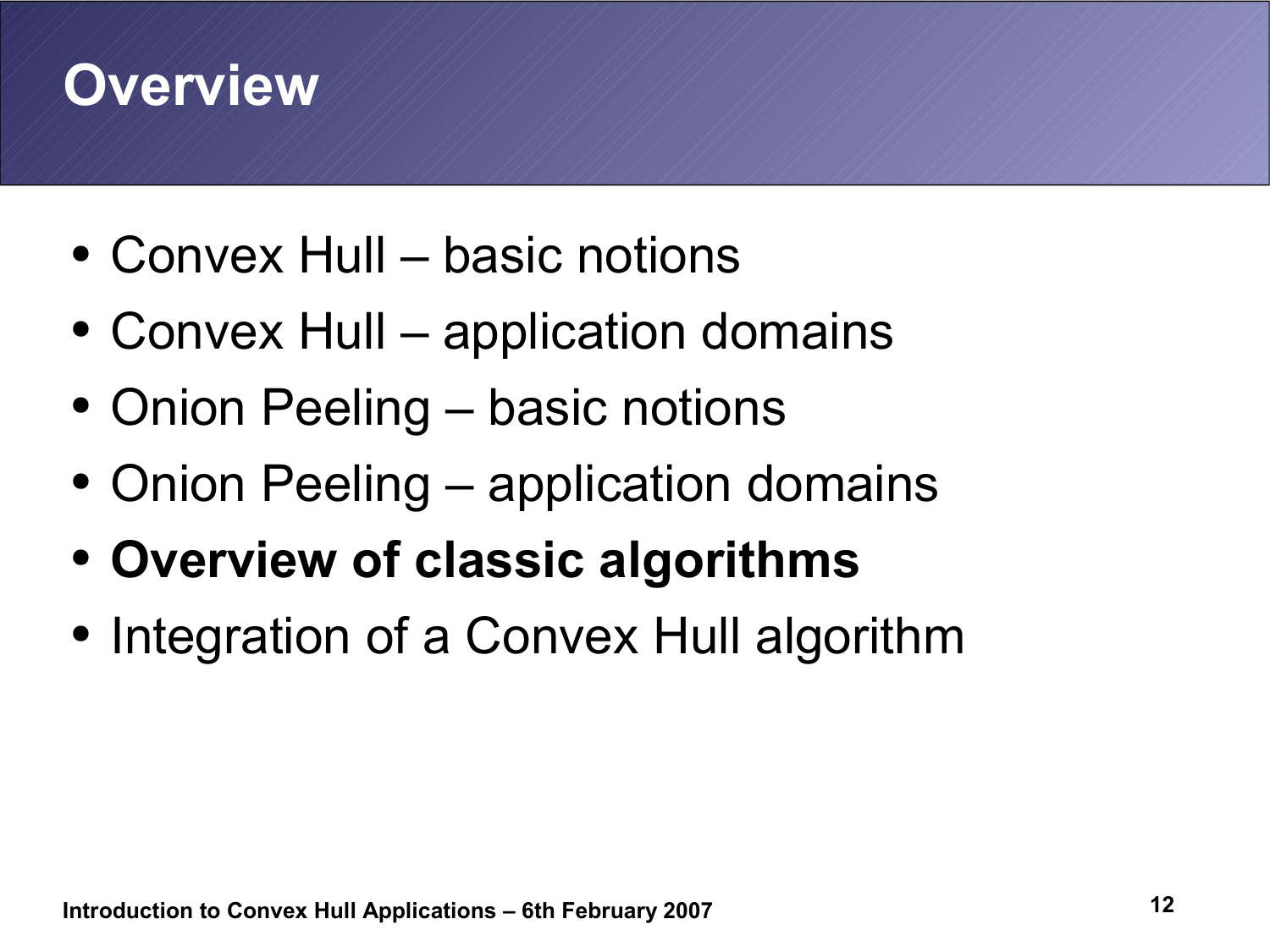# Overview

- Convex Hull – basic notions
- Convex Hull – application domains
- Onion Peeling – basic notions
- Onion Peeling – application domains
- **Overview of classic algorithms**
- Integration of a Convex Hull algorithm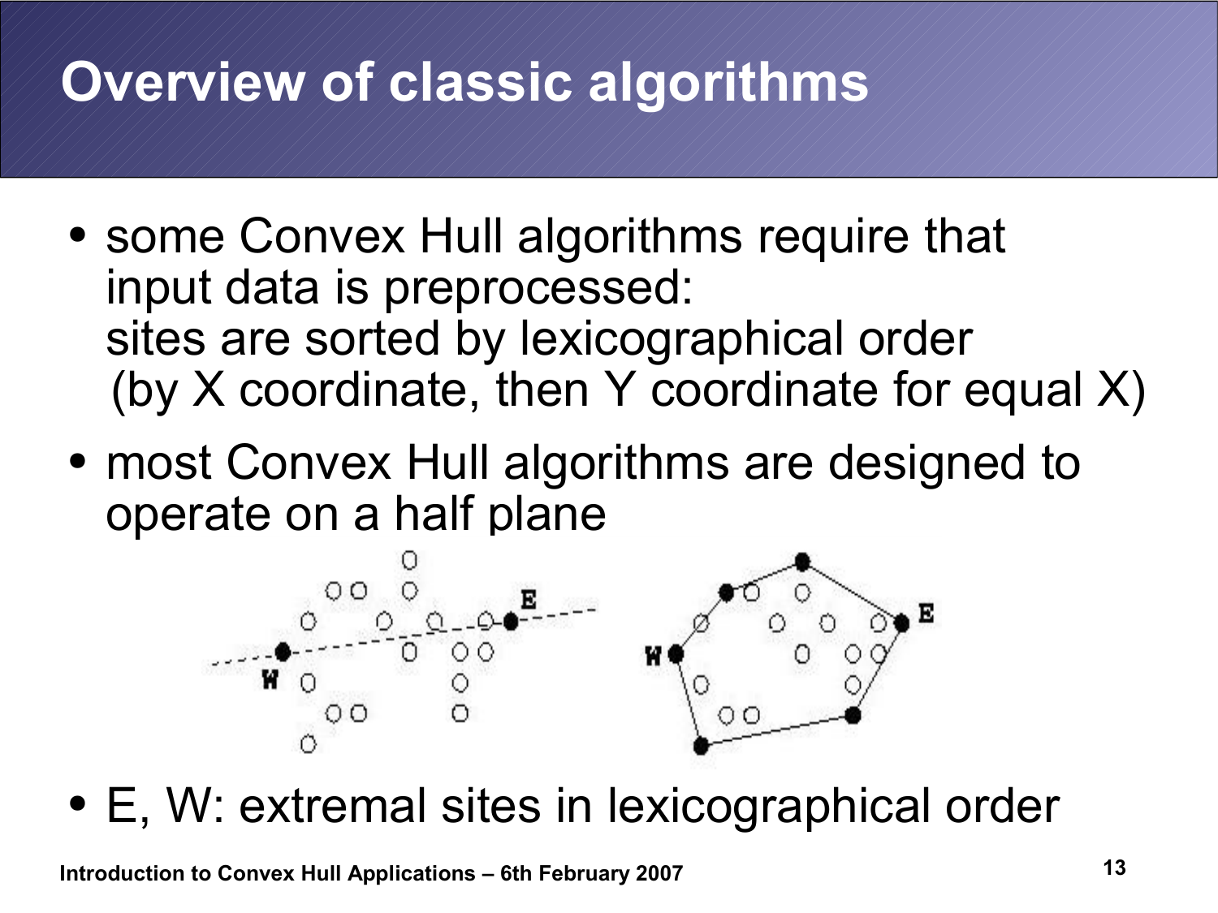# Overview of classic algorithms

- some Convex Hull algorithms require that input data is preprocessed:
  sites are sorted by lexicographical order
  (by X coordinate, then Y coordinate for equal X)
- most Convex Hull algorithms are designed to operate on a half plane
- E, W: extremal sites in lexicographical order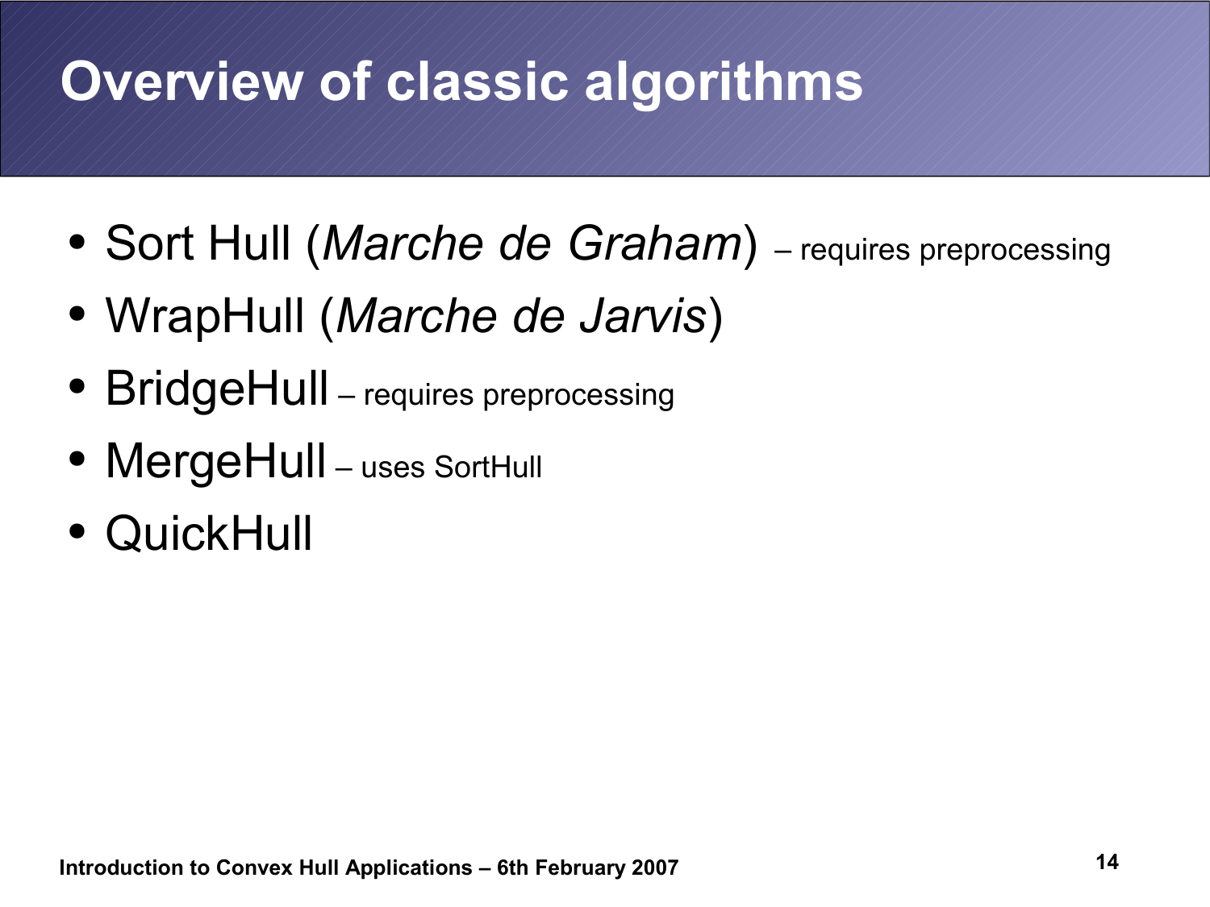# Overview of classic algorithms

- Sort Hull (*Marche de Graham*) – requires preprocessing
- WrapHull (*Marche de Jarvis*)
- BridgeHull – requires preprocessing
- MergeHull – uses SortHull
- QuickHull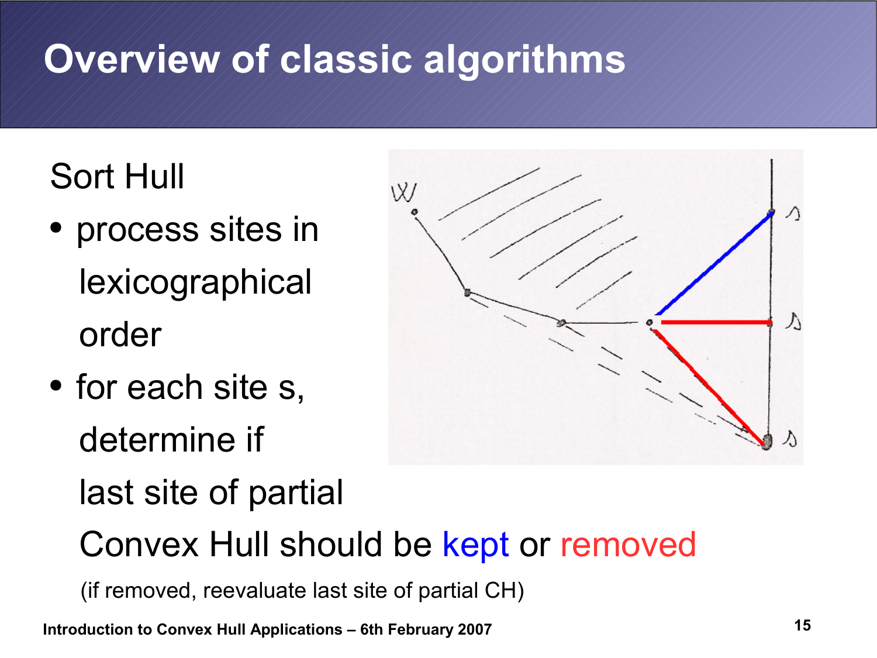# Overview of classic algorithms

Sort Hull

- process sites in lexicographical order
- for each site s, determine if last site of partial Convex Hull should be kept or removed

  (if removed, reevaluate last site of partial CH)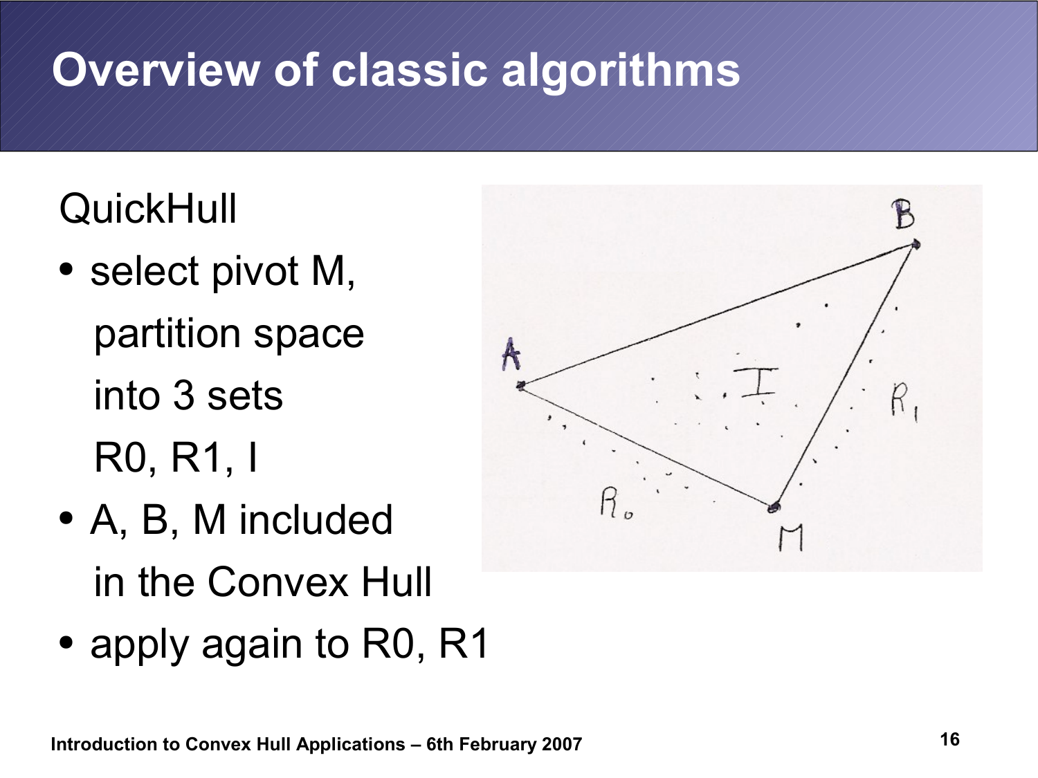# Overview of classic algorithms

QuickHull

- select pivot M, partition space into 3 sets R0, R1, I
- A, B, M included in the Convex Hull
- apply again to R0, R1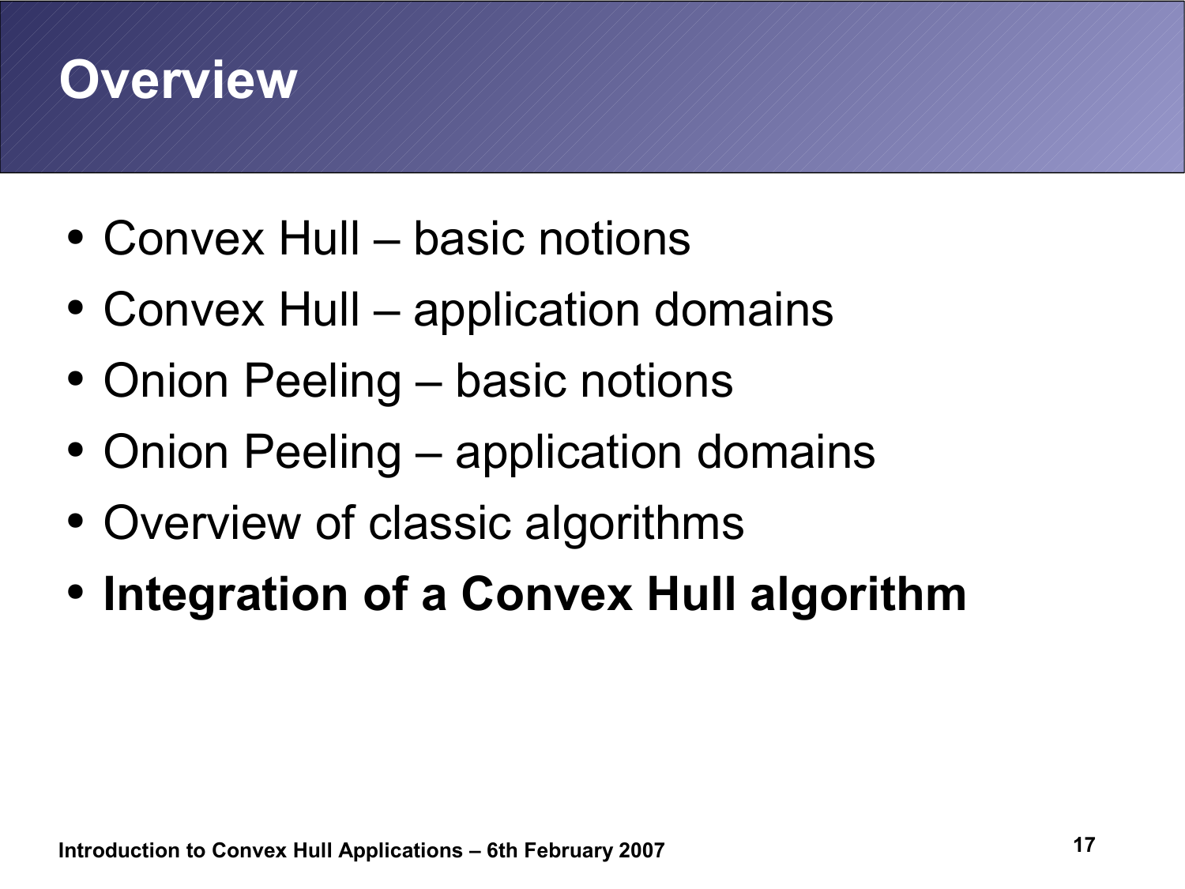# Overview

- Convex Hull – basic notions
- Convex Hull – application domains
- Onion Peeling – basic notions
- Onion Peeling – application domains
- Overview of classic algorithms
- **Integration of a Convex Hull algorithm**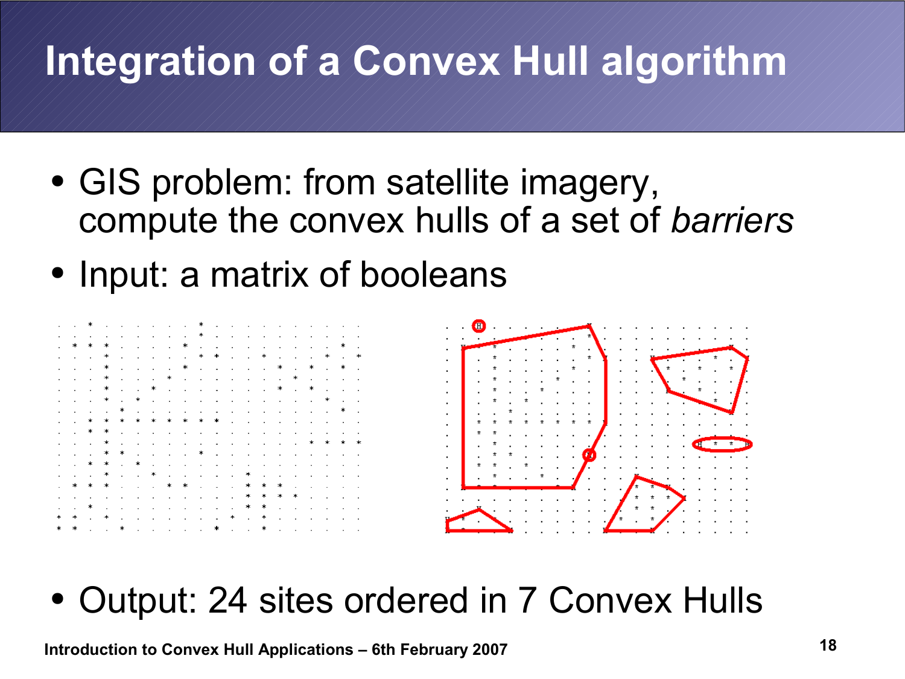# Integration of a Convex Hull algorithm

- GIS problem: from satellite imagery, compute the convex hulls of a set of *barriers*
- Input: a matrix of booleans
- Output: 24 sites ordered in 7 Convex Hulls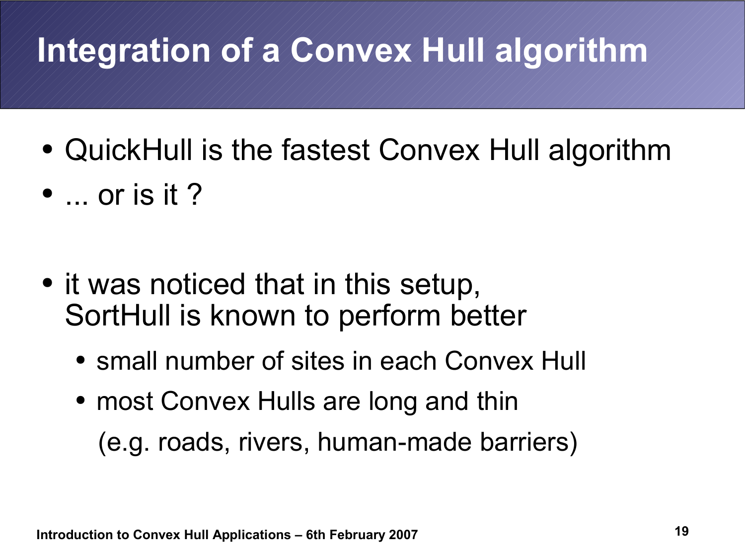# Integration of a Convex Hull algorithm

- QuickHull is the fastest Convex Hull algorithm
- ... or is it ?

- it was noticed that in this setup, SortHull is known to perform better
  - small number of sites in each Convex Hull
  - most Convex Hulls are long and thin

    (e.g. roads, rivers, human-made barriers)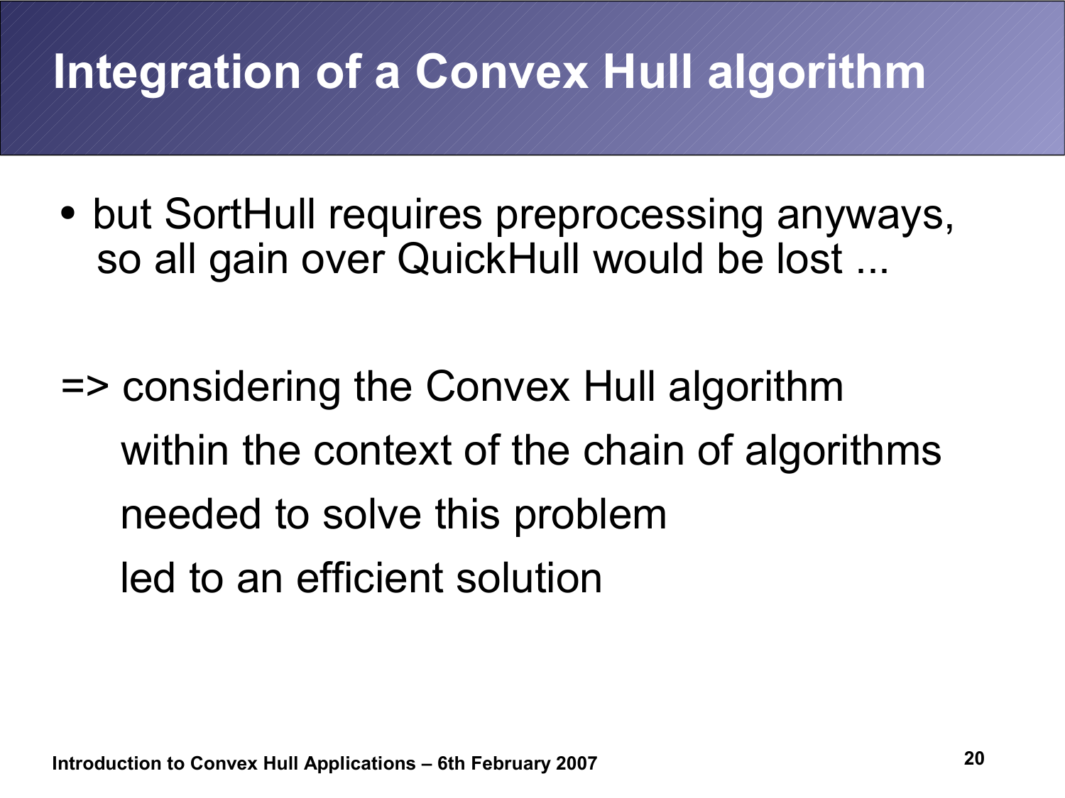# Integration of a Convex Hull algorithm

- but SortHull requires preprocessing anyways, so all gain over QuickHull would be lost ...

=> considering the Convex Hull algorithm
within the context of the chain of algorithms
needed to solve this problem
led to an efficient solution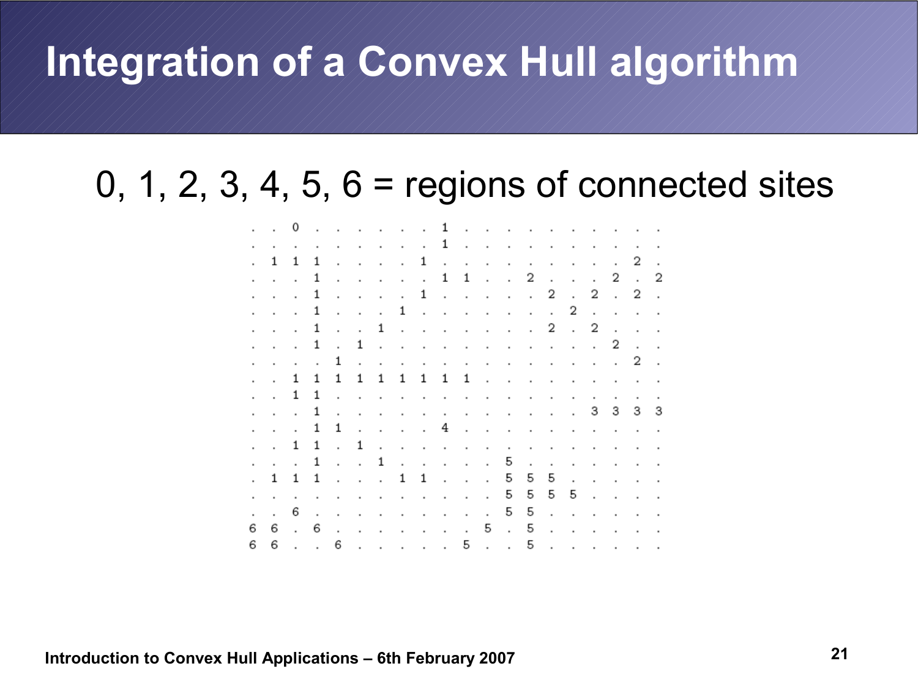# Integration of a Convex Hull algorithm

## 0, 1, 2, 3, 4, 5, 6 = regions of connected sites

```
.  .  0  .  .  .  .  .  .  1  .  .  .  .  .  .  .  .  .  .
.  .  .  .  .  .  .  .  .  1  .  .  .  .  .  .  .  .  .  .
.  1  1  1  .  .  .  .  1  .  .  .  .  .  .  .  .  .  2  .
.  .  .  1  .  .  .  .  .  1  1  .  .  2  .  .  .  2  .  2
.  .  .  1  .  .  .  .  1  .  .  .  .  .  2  .  2  .  2  .
.  .  .  1  .  .  .  1  .  .  .  .  .  .  .  2  .  .  .  .
.  .  .  1  .  .  1  .  .  .  .  .  .  .  2  .  2  .  .  .
.  .  .  1  .  1  .  .  .  .  .  .  .  .  .  .  .  2  .  .
.  .  .  .  1  .  .  .  .  .  .  .  .  .  .  .  .  .  2  .
.  .  1  1  1  1  1  1  1  1  1  .  .  .  .  .  .  .  .  .
.  .  1  1  .  .  .  .  .  .  .  .  .  .  .  .  .  .  .  .
.  .  .  1  .  .  .  .  .  .  .  .  .  .  .  .  3  3  3  3
.  .  .  1  1  .  .  .  .  4  .  .  .  .  .  .  .  .  .  .
.  .  1  1  .  1  .  .  .  .  .  .  .  .  .  .  .  .  .  .
.  .  .  1  .  .  1  .  .  .  .  .  5  .  .  .  .  .  .  .
.  1  1  1  .  .  .  1  1  .  .  .  5  5  5  .  .  .  .  .
.  .  .  .  .  .  .  .  .  .  .  .  5  5  5  5  .  .  .  .
.  .  6  .  .  .  .  .  .  .  .  .  5  5  .  .  .  .  .  .
6  6  .  6  .  .  .  .  .  .  .  5  .  5  .  .  .  .  .  .
6  6  .  .  6  .  .  .  .  .  5  .  .  5  .  .  .  .  .  .
```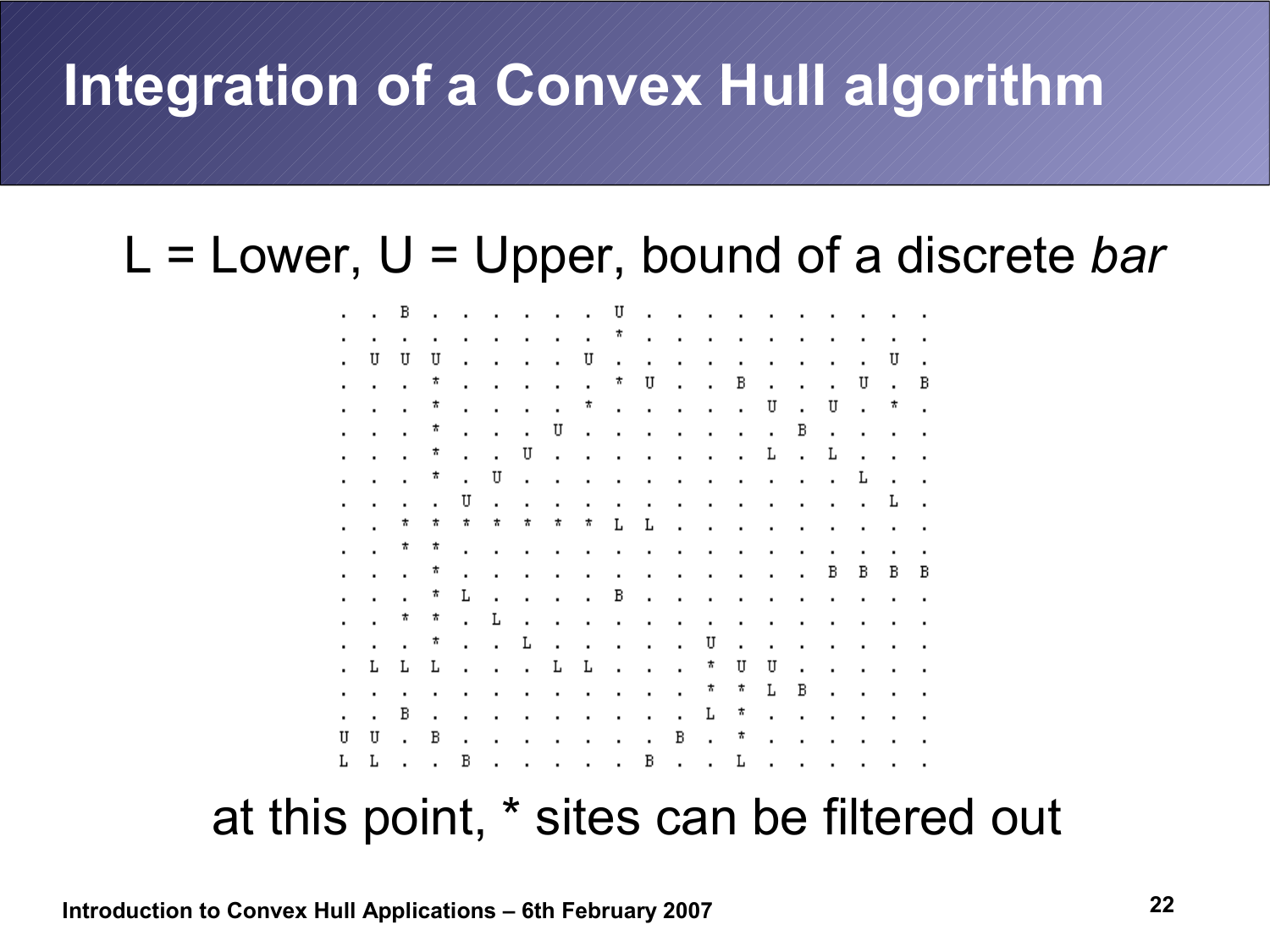# Integration of a Convex Hull algorithm

L = Lower, U = Upper, bound of a discrete *bar*

```
. . B . . . . . . U . . . . . . . . . .
. . . . . . . . . * . . . . . . . . . .
. U U U . . . . U . . . . . . . . . U .
. . . * . . . . . * U . . B . . . U . B
. . . * . . . . * . . . . . U . U . * .
. . . * . . . U . . . . . . . B . . . .
. . . * . . U . . . . . . . L . L . . .
. . . * . U . . . . . . . . . . . L . .
. . . . U . . . . . . . . . . . . . L .
. . * * * * * * * L L . . . . . . . . .
. . * * . . . . . . . . . . . . . . . .
. . . * . . . . . . . . . . . . B B B B
. . . * L . . . . B . . . . . . . . . .
. . * * . L . . . . . . . . . . . . . .
. . . * . . L . . . . . U . . . . . . .
. L L L . . . L L . . . * U U . . . . .
. . . . . . . . . . . . * * L B . . . .
. . B . . . . . . . . . L * . . . . . .
U U . B . . . . . . . B . * . . . . . .
L L . . B . . . . . B . . L . . . . . .
```

at this point, * sites can be filtered out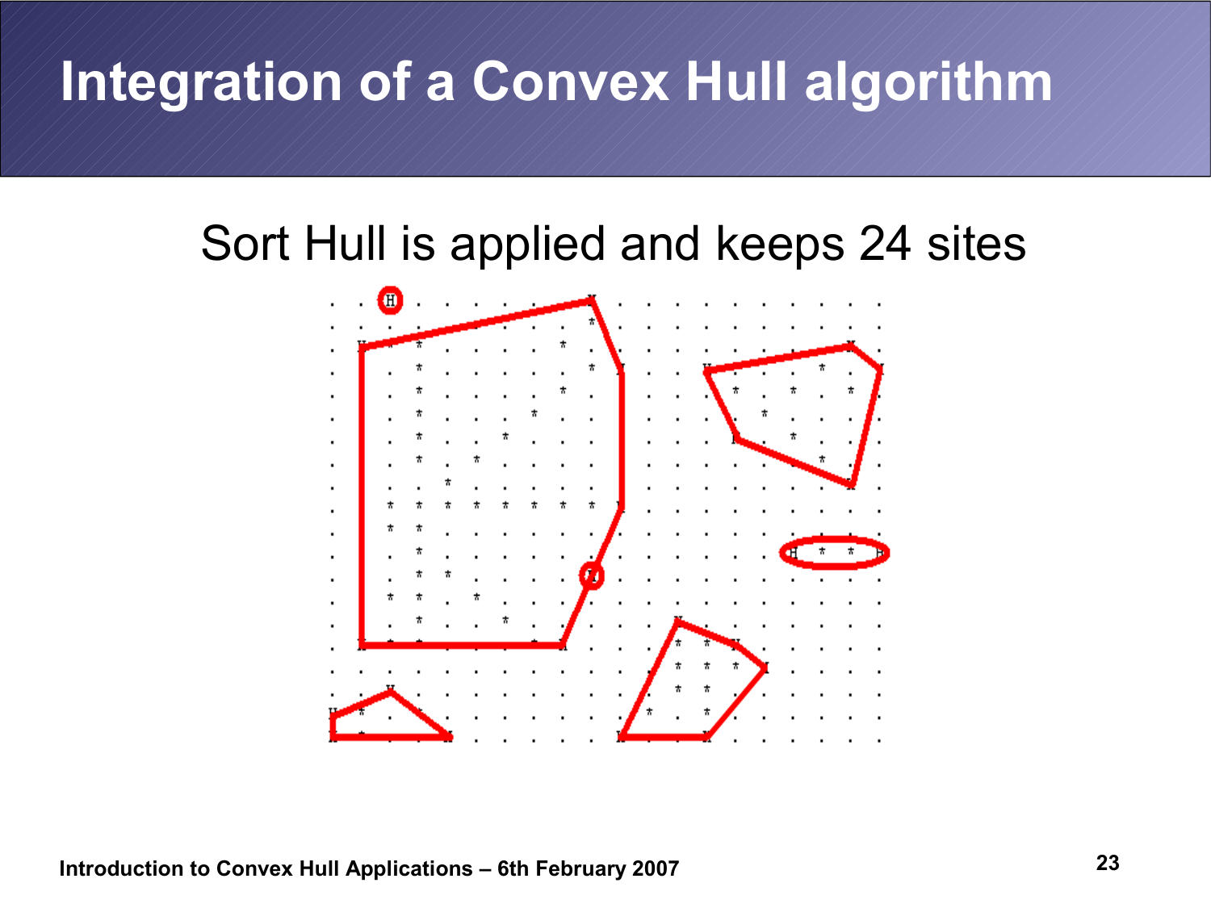# Integration of a Convex Hull algorithm

Sort Hull is applied and keeps 24 sites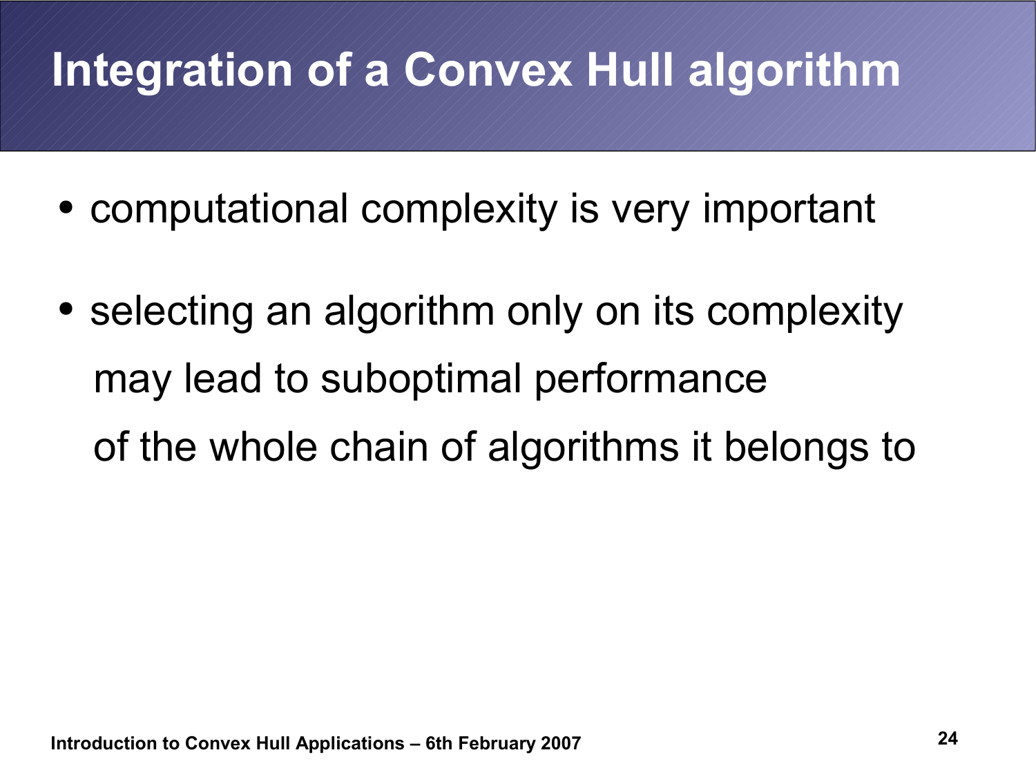# Integration of a Convex Hull algorithm

- computational complexity is very important
- selecting an algorithm only on its complexity may lead to suboptimal performance of the whole chain of algorithms it belongs to